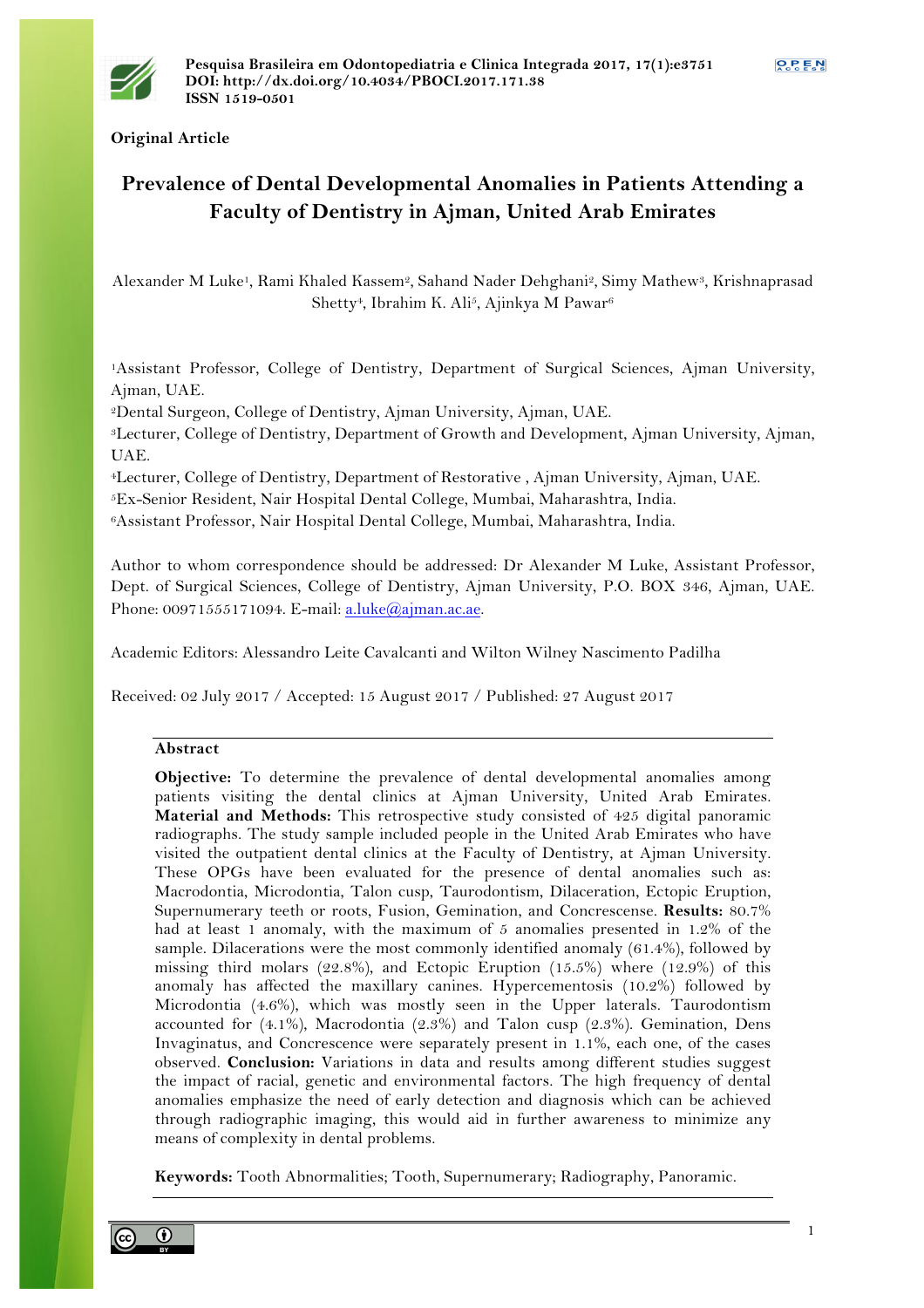**Original Article**

# Prevalence of Dental Developmental Anomalies in Patients Attending a Faculty of Dentistry in Ajman, United Arab Emirates

Alexander M Luke[1], Rami Khaled Kassem[2], Sahand Nader Dehghani[2], Simy Mathew[3], Krishnaprasad Shetty[4], Ibrahim K. Ali[5], Ajinkya M Pawar[6]

[1]Assistant Professor, College of Dentistry, Department of Surgical Sciences, Ajman University, Ajman, UAE.
[2]Dental Surgeon, College of Dentistry, Ajman University, Ajman, UAE.
[3]Lecturer, College of Dentistry, Department of Growth and Development, Ajman University, Ajman, UAE.
[4]Lecturer, College of Dentistry, Department of Restorative , Ajman University, Ajman, UAE.
[5]Ex-Senior Resident, Nair Hospital Dental College, Mumbai, Maharashtra, India.
[6]Assistant Professor, Nair Hospital Dental College, Mumbai, Maharashtra, India.

Author to whom correspondence should be addressed: Dr Alexander M Luke, Assistant Professor, Dept. of Surgical Sciences, College of Dentistry, Ajman University, P.O. BOX 346, Ajman, UAE. Phone: 00971555171094. E-mail: a.luke@ajman.ac.ae.

Academic Editors: Alessandro Leite Cavalcanti and Wilton Wilney Nascimento Padilha

Received: 02 July 2017 / Accepted: 15 August 2017 / Published: 27 August 2017

## Abstract

**Objective:** To determine the prevalence of dental developmental anomalies among patients visiting the dental clinics at Ajman University, United Arab Emirates. **Material and Methods:** This retrospective study consisted of 425 digital panoramic radiographs. The study sample included people in the United Arab Emirates who have visited the outpatient dental clinics at the Faculty of Dentistry, at Ajman University. These OPGs have been evaluated for the presence of dental anomalies such as: Macrodontia, Microdontia, Talon cusp, Taurodontism, Dilaceration, Ectopic Eruption, Supernumerary teeth or roots, Fusion, Gemination, and Concrescense. **Results:** 80.7% had at least 1 anomaly, with the maximum of 5 anomalies presented in 1.2% of the sample. Dilacerations were the most commonly identified anomaly (61.4%), followed by missing third molars (22.8%), and Ectopic Eruption (15.5%) where (12.9%) of this anomaly has affected the maxillary canines. Hypercementosis (10.2%) followed by Microdontia (4.6%), which was mostly seen in the Upper laterals. Taurodontism accounted for (4.1%), Macrodontia (2.3%) and Talon cusp (2.3%). Gemination, Dens Invaginatus, and Concrescence were separately present in 1.1%, each one, of the cases observed. **Conclusion:** Variations in data and results among different studies suggest the impact of racial, genetic and environmental factors. The high frequency of dental anomalies emphasize the need of early detection and diagnosis which can be achieved through radiographic imaging, this would aid in further awareness to minimize any means of complexity in dental problems.

**Keywords:** Tooth Abnormalities; Tooth, Supernumerary; Radiography, Panoramic.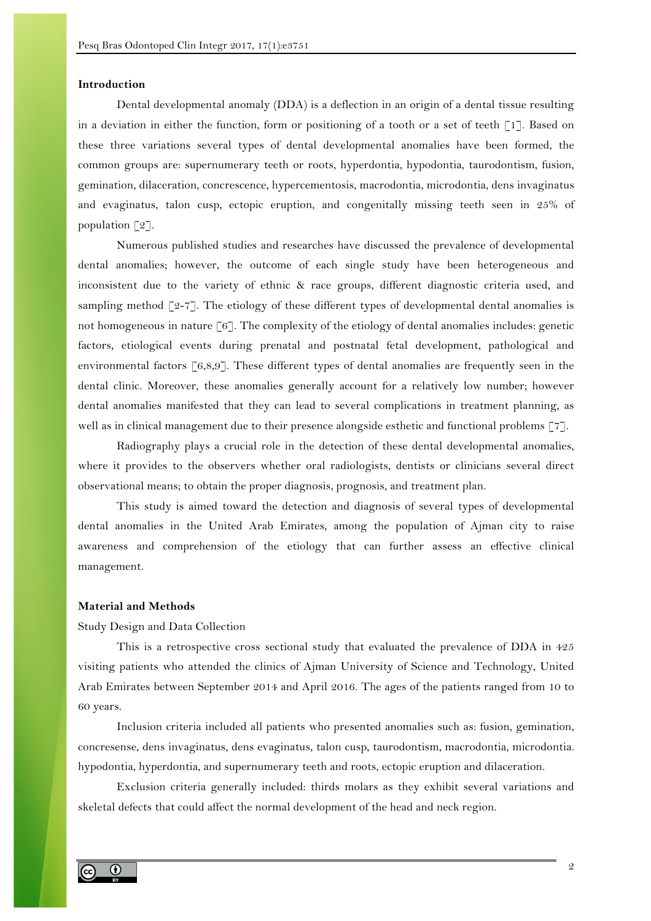## Introduction

Dental developmental anomaly (DDA) is a deflection in an origin of a dental tissue resulting in a deviation in either the function, form or positioning of a tooth or a set of teeth [1]. Based on these three variations several types of dental developmental anomalies have been formed, the common groups are: supernumerary teeth or roots, hyperdontia, hypodontia, taurodontism, fusion, gemination, dilaceration, concrescence, hypercementosis, macrodontia, microdontia, dens invaginatus and evaginatus, talon cusp, ectopic eruption, and congenitally missing teeth seen in 25% of population [2].

Numerous published studies and researches have discussed the prevalence of developmental dental anomalies; however, the outcome of each single study have been heterogeneous and inconsistent due to the variety of ethnic & race groups, different diagnostic criteria used, and sampling method [2-7]. The etiology of these different types of developmental dental anomalies is not homogeneous in nature [6]. The complexity of the etiology of dental anomalies includes: genetic factors, etiological events during prenatal and postnatal fetal development, pathological and environmental factors [6,8,9]. These different types of dental anomalies are frequently seen in the dental clinic. Moreover, these anomalies generally account for a relatively low number; however dental anomalies manifested that they can lead to several complications in treatment planning, as well as in clinical management due to their presence alongside esthetic and functional problems [7].

Radiography plays a crucial role in the detection of these dental developmental anomalies, where it provides to the observers whether oral radiologists, dentists or clinicians several direct observational means; to obtain the proper diagnosis, prognosis, and treatment plan.

This study is aimed toward the detection and diagnosis of several types of developmental dental anomalies in the United Arab Emirates, among the population of Ajman city to raise awareness and comprehension of the etiology that can further assess an effective clinical management.

## Material and Methods

Study Design and Data Collection

This is a retrospective cross sectional study that evaluated the prevalence of DDA in 425 visiting patients who attended the clinics of Ajman University of Science and Technology, United Arab Emirates between September 2014 and April 2016. The ages of the patients ranged from 10 to 60 years.

Inclusion criteria included all patients who presented anomalies such as: fusion, gemination, concresense, dens invaginatus, dens evaginatus, talon cusp, taurodontism, macrodontia, microdontia. hypodontia, hyperdontia, and supernumerary teeth and roots, ectopic eruption and dilaceration.

Exclusion criteria generally included: thirds molars as they exhibit several variations and skeletal defects that could affect the normal development of the head and neck region.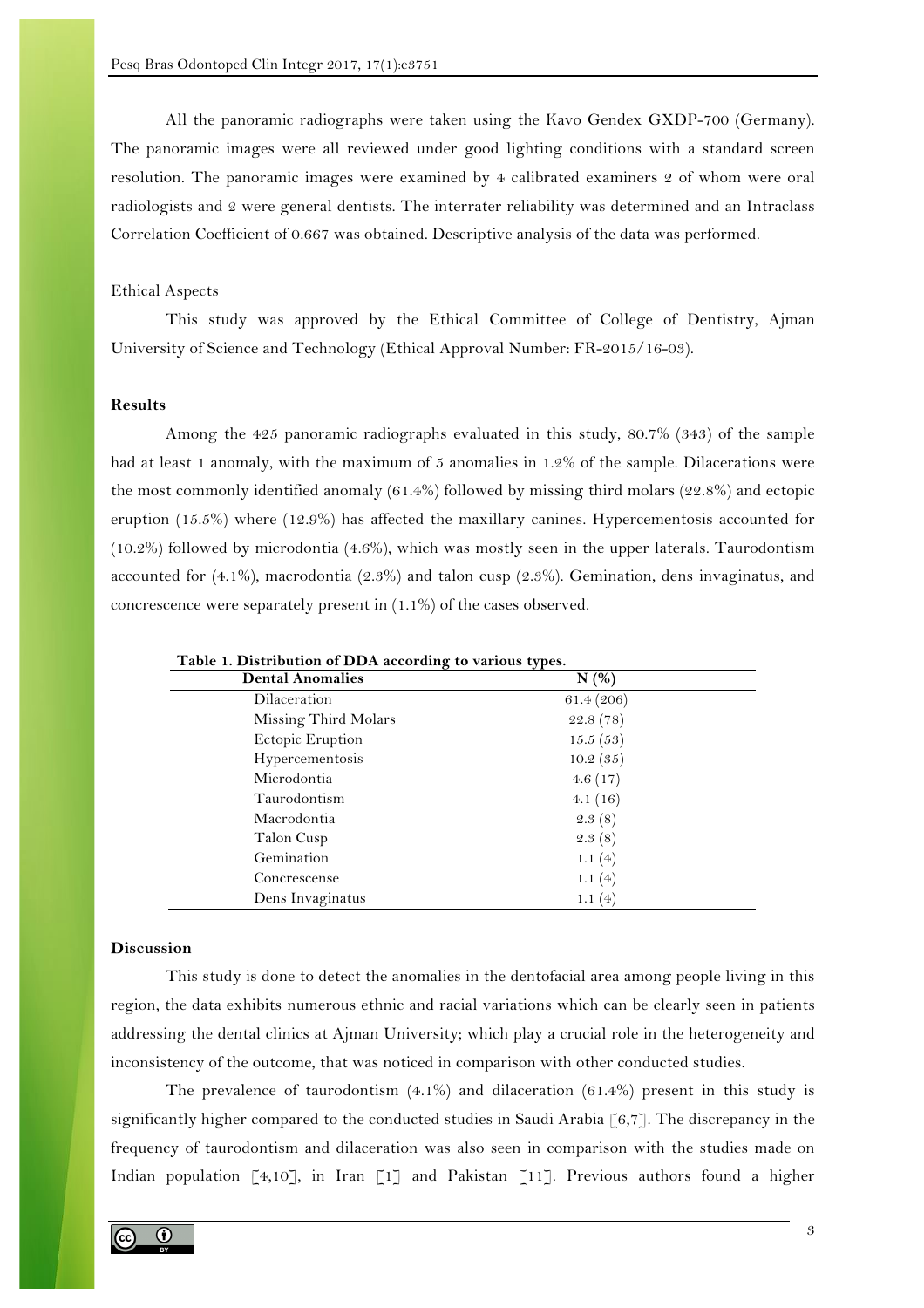All the panoramic radiographs were taken using the Kavo Gendex GXDP-700 (Germany). The panoramic images were all reviewed under good lighting conditions with a standard screen resolution. The panoramic images were examined by 4 calibrated examiners 2 of whom were oral radiologists and 2 were general dentists. The interrater reliability was determined and an Intraclass Correlation Coefficient of 0.667 was obtained. Descriptive analysis of the data was performed.

### Ethical Aspects

This study was approved by the Ethical Committee of College of Dentistry, Ajman University of Science and Technology (Ethical Approval Number: FR-2015/16-03).

## Results

Among the 425 panoramic radiographs evaluated in this study, 80.7% (343) of the sample had at least 1 anomaly, with the maximum of 5 anomalies in 1.2% of the sample. Dilacerations were the most commonly identified anomaly (61.4%) followed by missing third molars (22.8%) and ectopic eruption (15.5%) where (12.9%) has affected the maxillary canines. Hypercementosis accounted for (10.2%) followed by microdontia (4.6%), which was mostly seen in the upper laterals. Taurodontism accounted for (4.1%), macrodontia (2.3%) and talon cusp (2.3%). Gemination, dens invaginatus, and concrescence were separately present in (1.1%) of the cases observed.

**Table 1. Distribution of DDA according to various types.**

| Dental Anomalies | N (%) |
|---|---|
| Dilaceration | 61.4 (206) |
| Missing Third Molars | 22.8 (78) |
| Ectopic Eruption | 15.5 (53) |
| Hypercementosis | 10.2 (35) |
| Microdontia | 4.6 (17) |
| Taurodontism | 4.1 (16) |
| Macrodontia | 2.3 (8) |
| Talon Cusp | 2.3 (8) |
| Gemination | 1.1 (4) |
| Concrescense | 1.1 (4) |
| Dens Invaginatus | 1.1 (4) |

## Discussion

This study is done to detect the anomalies in the dentofacial area among people living in this region, the data exhibits numerous ethnic and racial variations which can be clearly seen in patients addressing the dental clinics at Ajman University; which play a crucial role in the heterogeneity and inconsistency of the outcome, that was noticed in comparison with other conducted studies.

The prevalence of taurodontism (4.1%) and dilaceration (61.4%) present in this study is significantly higher compared to the conducted studies in Saudi Arabia [6,7]. The discrepancy in the frequency of taurodontism and dilaceration was also seen in comparison with the studies made on Indian population [4,10], in Iran [1] and Pakistan [11]. Previous authors found a higher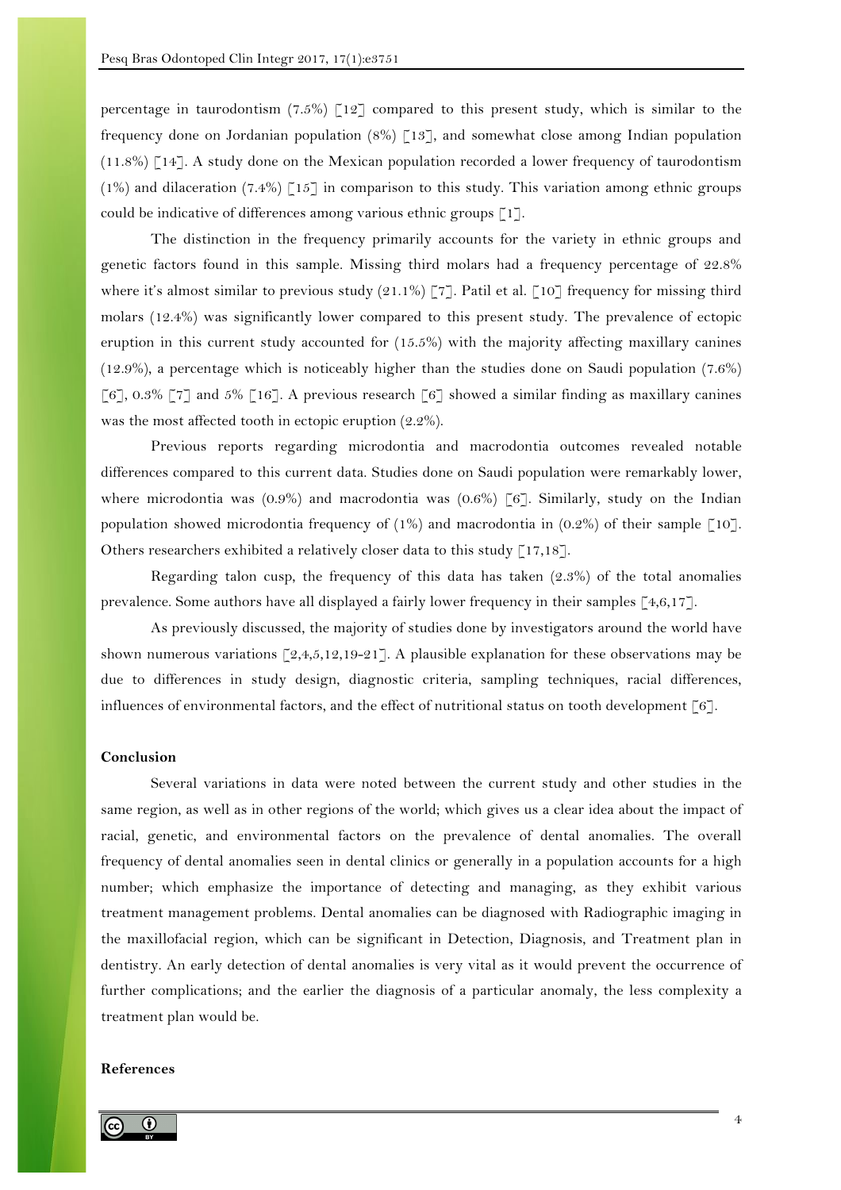percentage in taurodontism (7.5%) [12] compared to this present study, which is similar to the frequency done on Jordanian population (8%) [13], and somewhat close among Indian population (11.8%) [14]. A study done on the Mexican population recorded a lower frequency of taurodontism (1%) and dilaceration (7.4%) [15] in comparison to this study. This variation among ethnic groups could be indicative of differences among various ethnic groups [1].

The distinction in the frequency primarily accounts for the variety in ethnic groups and genetic factors found in this sample. Missing third molars had a frequency percentage of 22.8% where it's almost similar to previous study (21.1%) [7]. Patil et al. [10] frequency for missing third molars (12.4%) was significantly lower compared to this present study. The prevalence of ectopic eruption in this current study accounted for (15.5%) with the majority affecting maxillary canines (12.9%), a percentage which is noticeably higher than the studies done on Saudi population (7.6%) [6], 0.3% [7] and 5% [16]. A previous research [6] showed a similar finding as maxillary canines was the most affected tooth in ectopic eruption (2.2%).

Previous reports regarding microdontia and macrodontia outcomes revealed notable differences compared to this current data. Studies done on Saudi population were remarkably lower, where microdontia was (0.9%) and macrodontia was (0.6%) [6]. Similarly, study on the Indian population showed microdontia frequency of (1%) and macrodontia in (0.2%) of their sample [10]. Others researchers exhibited a relatively closer data to this study [17,18].

Regarding talon cusp, the frequency of this data has taken (2.3%) of the total anomalies prevalence. Some authors have all displayed a fairly lower frequency in their samples [4,6,17].

As previously discussed, the majority of studies done by investigators around the world have shown numerous variations [2,4,5,12,19-21]. A plausible explanation for these observations may be due to differences in study design, diagnostic criteria, sampling techniques, racial differences, influences of environmental factors, and the effect of nutritional status on tooth development [6].

## Conclusion

Several variations in data were noted between the current study and other studies in the same region, as well as in other regions of the world; which gives us a clear idea about the impact of racial, genetic, and environmental factors on the prevalence of dental anomalies. The overall frequency of dental anomalies seen in dental clinics or generally in a population accounts for a high number; which emphasize the importance of detecting and managing, as they exhibit various treatment management problems. Dental anomalies can be diagnosed with Radiographic imaging in the maxillofacial region, which can be significant in Detection, Diagnosis, and Treatment plan in dentistry. An early detection of dental anomalies is very vital as it would prevent the occurrence of further complications; and the earlier the diagnosis of a particular anomaly, the less complexity a treatment plan would be.

## References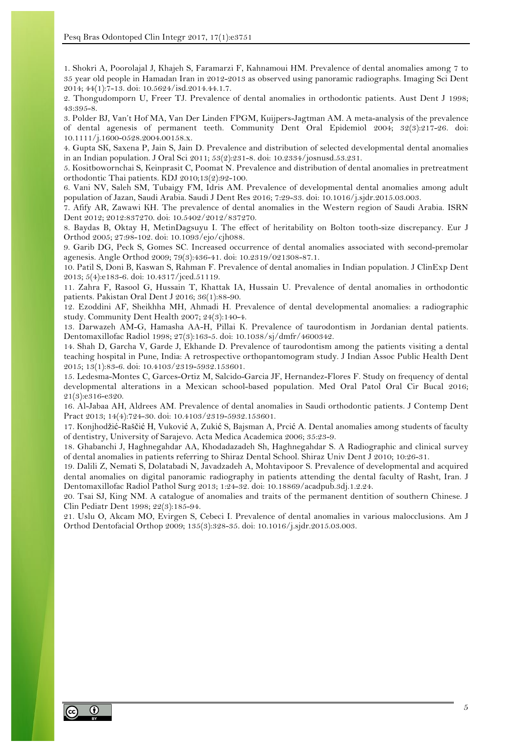1. Shokri A, Poorolajal J, Khajeh S, Faramarzi F, Kahnamoui HM. Prevalence of dental anomalies among 7 to 35 year old people in Hamadan Iran in 2012-2013 as observed using panoramic radiographs. Imaging Sci Dent 2014; 44(1):7-13. doi: 10.5624/isd.2014.44.1.7.

2. Thongudomporn U, Freer TJ. Prevalence of dental anomalies in orthodontic patients. Aust Dent J 1998; 43:395-8.

3. Polder BJ, Van't Hof MA, Van Der Linden FPGM, Kuijpers-Jagtman AM. A meta-analysis of the prevalence of dental agenesis of permanent teeth. Community Dent Oral Epidemiol 2004; 32(3):217-26. doi: 10.1111/j.1600-0528.2004.00158.x.

4. Gupta SK, Saxena P, Jain S, Jain D. Prevalence and distribution of selected developmental dental anomalies in an Indian population. J Oral Sci 2011; 53(2):231-8. doi: 10.2334/josnusd.53.231.

5. Kositbowornchai S, Keinprasit C, Poomat N. Prevalence and distribution of dental anomalies in pretreatment orthodontic Thai patients. KDJ 2010;13(2):92-100.

6. Vani NV, Saleh SM, Tubaigy FM, Idris AM. Prevalence of developmental dental anomalies among adult population of Jazan, Saudi Arabia. Saudi J Dent Res 2016; 7:29-33. doi: 10.1016/j.sjdr.2015.03.003.

7. Afify AR, Zawawi KH. The prevalence of dental anomalies in the Western region of Saudi Arabia. ISRN Dent 2012; 2012:837270. doi: 10.5402/2012/837270.

8. Baydas B, Oktay H, MetinDagsuyu I. The effect of heritability on Bolton tooth-size discrepancy. Eur J Orthod 2005; 27:98-102. doi: 10.1093/ejo/cjh088.

9. Garib DG, Peck S, Gomes SC. Increased occurrence of dental anomalies associated with second-premolar agenesis. Angle Orthod 2009; 79(3):436-41. doi: 10.2319/021308-87.1.

10. Patil S, Doni B, Kaswan S, Rahman F. Prevalence of dental anomalies in Indian population. J ClinExp Dent 2013; 5(4):e183-6. doi: 10.4317/jced.51119.

11. Zahra F, Rasool G, Hussain T, Khattak IA, Hussain U. Prevalence of dental anomalies in orthodontic patients. Pakistan Oral Dent J 2016; 36(1):88-90.

12. Ezoddini AF, Sheikhha MH, Ahmadi H. Prevalence of dental developmental anomalies: a radiographic study. Community Dent Health 2007; 24(3):140-4.

13. Darwazeh AM-G, Hamasha AA-H, Pillai K. Prevalence of taurodontism in Jordanian dental patients. Dentomaxillofac Radiol 1998; 27(3):163-5. doi: 10.1038/sj/dmfr/4600342.

14. Shah D, Garcha V, Garde J, Ekhande D. Prevalence of taurodontism among the patients visiting a dental teaching hospital in Pune, India: A retrospective orthopantomogram study. J Indian Assoc Public Health Dent 2015; 13(1):83-6. doi: 10.4103/2319-5932.153601.

15. Ledesma-Montes C, Garces-Ortiz M, Salcido-Garcia JF, Hernandez-Flores F. Study on frequency of dental developmental alterations in a Mexican school-based population. Med Oral Patol Oral Cir Bucal 2016; 21(3):e316-e320.

16. Al-Jabaa AH, Aldrees AM. Prevalence of dental anomalies in Saudi orthodontic patients. J Contemp Dent Pract 2013; 14(4):724-30. doi: 10.4103/2319-5932.153601.

17. Konjhodžić-Raščić H, Vuković A, Zukić S, Bajsman A, Prcić A. Dental anomalies among students of faculty of dentistry, University of Sarajevo. Acta Medica Academica 2006; 35:23-9.

18. Ghabanchi J, Haghnegahdar AA, Khodadazadeh Sh, Haghnegahdar S. A Radiographic and clinical survey of dental anomalies in patients referring to Shiraz Dental School. Shiraz Univ Dent J 2010; 10:26-31.

19. Dalili Z, Nemati S, Dolatabadi N, Javadzadeh A, Mohtavipoor S. Prevalence of developmental and acquired dental anomalies on digital panoramic radiography in patients attending the dental faculty of Rasht, Iran. J Dentomaxillofac Radiol Pathol Surg 2013; 1:24-32. doi: 10.18869/acadpub.3dj.1.2.24.

20. Tsai SJ, King NM. A catalogue of anomalies and traits of the permanent dentition of southern Chinese. J Clin Pediatr Dent 1998; 22(3):185-94.

21. Uslu O, Akcam MO, Evirgen S, Cebeci I. Prevalence of dental anomalies in various malocclusions. Am J Orthod Dentofacial Orthop 2009; 135(3):328-35. doi: 10.1016/j.sjdr.2015.03.003.